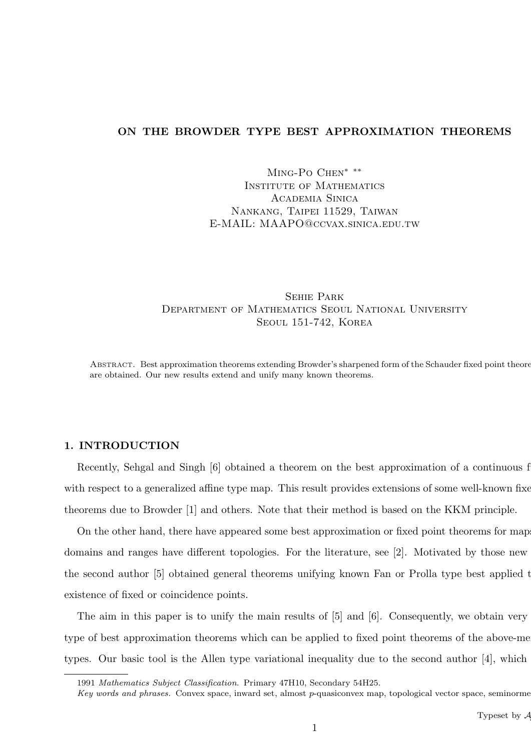# ON THE BROWDER TYPE BEST APPROXIMATION THEOREMS

Ming-Po Chen* **
Institute of Mathematics
Academia Sinica
Nankang, Taipei 11529, Taiwan
E-MAIL: MAAPO@ccvax.sinica.edu.tw

Sehie Park
Department of Mathematics Seoul National University
Seoul 151-742, Korea

Abstract. Best approximation theorems extending Browder's sharpened form of the Schauder fixed point theore are obtained. Our new results extend and unify many known theorems.

## 1. INTRODUCTION

Recently, Sehgal and Singh [6] obtained a theorem on the best approximation of a continuous f with respect to a generalized affine type map. This result provides extensions of some well-known fixe theorems due to Browder [1] and others. Note that their method is based on the KKM principle.

On the other hand, there have appeared some best approximation or fixed point theorems for maps domains and ranges have different topologies. For the literature, see [2]. Motivated by those new the second author [5] obtained general theorems unifying known Fan or Prolla type best applied t existence of fixed or coincidence points.

The aim in this paper is to unify the main results of [5] and [6]. Consequently, we obtain very type of best approximation theorems which can be applied to fixed point theorems of the above-me types. Our basic tool is the Allen type variational inequality due to the second author [4], which

---

1991 *Mathematics Subject Classification*. Primary 47H10, Secondary 54H25.

*Key words and phrases.* Convex space, inward set, almost $p$-quasiconvex map, topological vector space, seminorme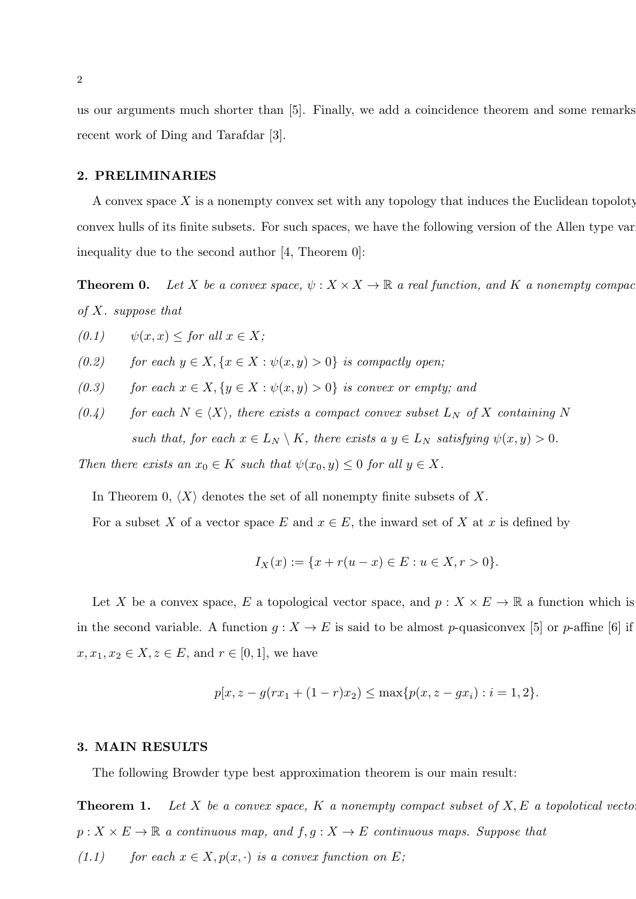us our arguments much shorter than [5]. Finally, we add a coincidence theorem and some remarks recent work of Ding and Tarafdar [3].

## 2. PRELIMINARIES

A convex space $X$ is a nonempty convex set with any topology that induces the Euclidean topoloty convex hulls of its finite subsets. For such spaces, we have the following version of the Allen type var inequality due to the second author [4, Theorem 0]:

**Theorem 0.** *Let $X$ be a convex space, $\psi : X \times X \to \mathbb{R}$ a real function, and $K$ a nonempty compac of $X$. suppose that*

*(0.1)* $\psi(x,x) \leq$ *for all* $x \in X$;

*(0.2)* *for each* $y \in X, \{x \in X : \psi(x,y) > 0\}$ *is compactly open;*

*(0.3)* *for each* $x \in X, \{y \in X : \psi(x,y) > 0\}$ *is convex or empty; and*

*(0.4)* *for each* $N \in \langle X \rangle$, *there exists a compact convex subset* $L_N$ *of* $X$ *containing* $N$ *such that, for each* $x \in L_N \setminus K$, *there exists a* $y \in L_N$ *satisfying* $\psi(x,y) > 0$.

*Then there exists an* $x_0 \in K$ *such that* $\psi(x_0, y) \leq 0$ *for all* $y \in X$.

In Theorem 0, $\langle X \rangle$ denotes the set of all nonempty finite subsets of $X$.

For a subset $X$ of a vector space $E$ and $x \in E$, the inward set of $X$ at $x$ is defined by

$$I_X(x) := \{x + r(u - x) \in E : u \in X, r > 0\}.$$

Let $X$ be a convex space, $E$ a topological vector space, and $p : X \times E \to \mathbb{R}$ a function which is in the second variable. A function $g : X \to E$ is said to be almost $p$-quasiconvex [5] or $p$-affine [6] if $x, x_1, x_2 \in X, z \in E$, and $r \in [0,1]$, we have

$$p[x, z - g(rx_1 + (1-r)x_2) \leq \max\{p(x, z - gx_i) : i = 1, 2\}.$$

## 3. MAIN RESULTS

The following Browder type best approximation theorem is our main result:

**Theorem 1.** *Let $X$ be a convex space, $K$ a nonempty compact subset of $X, E$ a topolotical vecto $p : X \times E \to \mathbb{R}$ a continuous map, and $f, g : X \to E$ continuous maps. Suppose that*

*(1.1)* *for each* $x \in X, p(x, \cdot)$ *is a convex function on* $E$;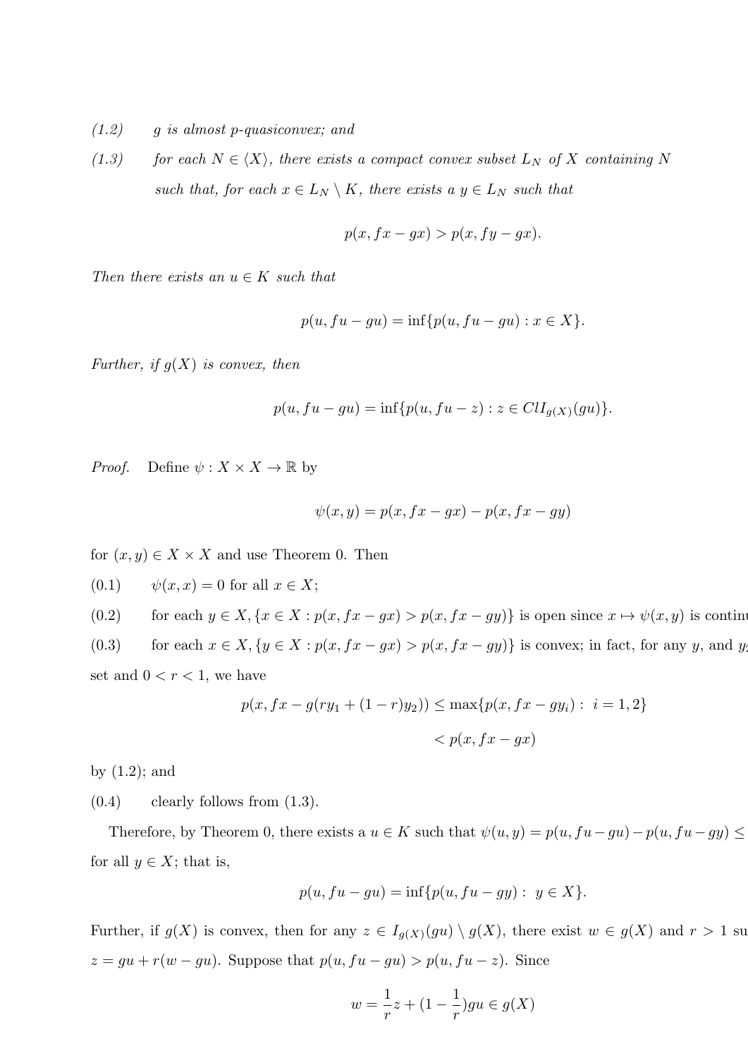(1.2) *$g$ is almost $p$-quasiconvex; and*

(1.3) *for each $N \in \langle X \rangle$, there exists a compact convex subset $L_N$ of $X$ containing $N$ such that, for each $x \in L_N \setminus K$, there exists a $y \in L_N$ such that*

$$p(x, fx - gx) > p(x, fy - gx).$$

*Then there exists an $u \in K$ such that*

$$p(u, fu - gu) = \inf\{p(u, fu - gu) : x \in X\}.$$

*Further, if $g(X)$ is convex, then*

$$p(u, fu - gu) = \inf\{p(u, fu - z) : z \in ClI_{g(X)}(gu)\}.$$

*Proof.* Define $\psi : X \times X \to \mathbb{R}$ by

$$\psi(x, y) = p(x, fx - gx) - p(x, fx - gy)$$

for $(x, y) \in X \times X$ and use Theorem 0. Then

(0.1) $\psi(x, x) = 0$ for all $x \in X$;

(0.2) for each $y \in X$, $\{x \in X : p(x, fx - gx) > p(x, fx - gy)\}$ is open since $x \mapsto \psi(x, y)$ is continu

(0.3) for each $x \in X$, $\{y \in X : p(x, fx - gx) > p(x, fx - gy)\}$ is convex; in fact, for any $y$, and $y_2$ set and $0 < r < 1$, we have

$$p(x, fx - g(ry_1 + (1 - r)y_2)) \leq \max\{p(x, fx - gy_i) : \ i = 1, 2\}$$
$$< p(x, fx - gx)$$

by (1.2); and

(0.4) clearly follows from (1.3).

Therefore, by Theorem 0, there exists a $u \in K$ such that $\psi(u, y) = p(u, fu - gu) - p(u, fu - gy) \leq$ for all $y \in X$; that is,

$$p(u, fu - gu) = \inf\{p(u, fu - gy) : \ y \in X\}.$$

Further, if $g(X)$ is convex, then for any $z \in I_{g(X)}(gu) \setminus g(X)$, there exist $w \in g(X)$ and $r > 1$ su $z = gu + r(w - gu)$. Suppose that $p(u, fu - gu) > p(u, fu - z)$. Since

$$w = \frac{1}{r}z + (1 - \frac{1}{r})gu \in g(X)$$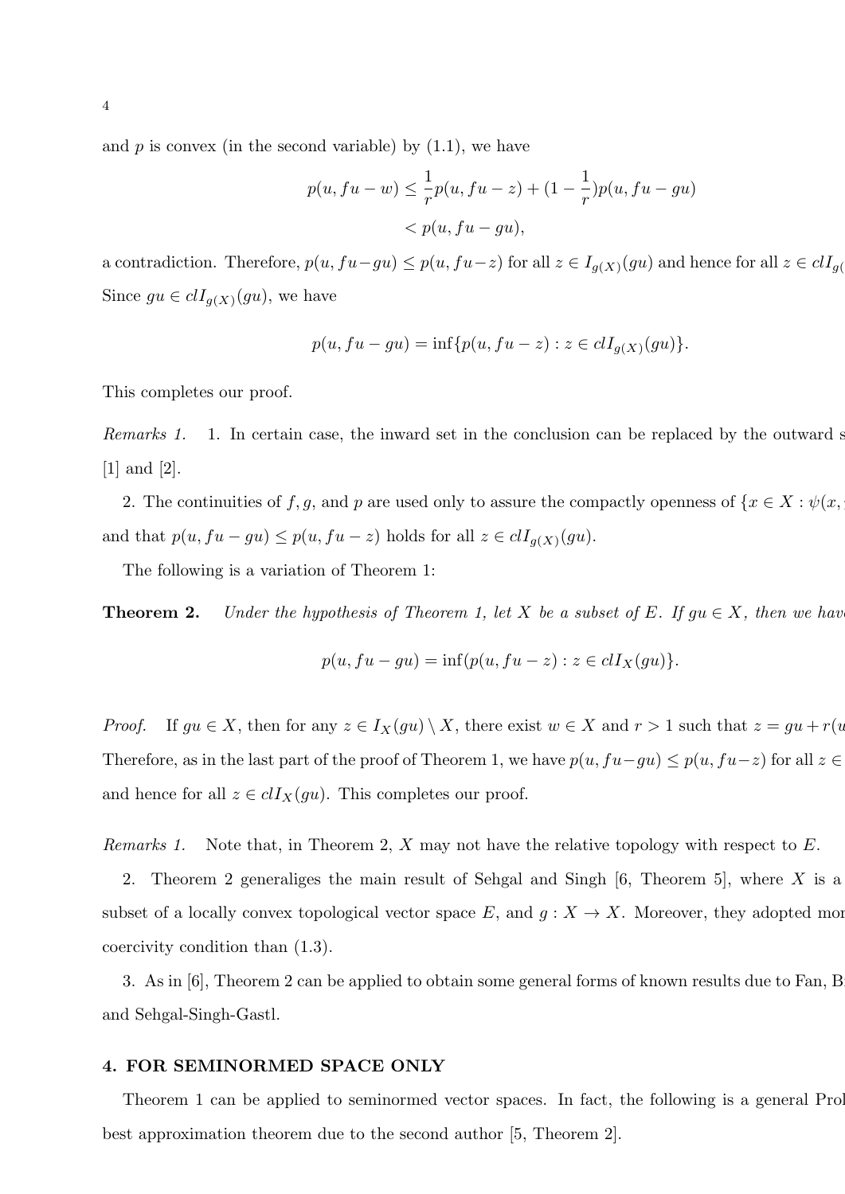and $p$ is convex (in the second variable) by (1.1), we have

$$\begin{aligned} p(u, fu - w) &\leq \frac{1}{r}p(u, fu - z) + (1 - \frac{1}{r})p(u, fu - gu) \\ &< p(u, fu - gu), \end{aligned}$$

a contradiction. Therefore, $p(u, fu-gu) \leq p(u, fu-z)$ for all $z \in I_{g(X)}(gu)$ and hence for all $z \in clI_{g(}$ Since $gu \in clI_{g(X)}(gu)$, we have

$$p(u, fu - gu) = \inf\{p(u, fu - z) : z \in clI_{g(X)}(gu)\}.$$

This completes our proof.

*Remarks 1.* 1. In certain case, the inward set in the conclusion can be replaced by the outward s [1] and [2].

2. The continuities of $f, g$, and $p$ are used only to assure the compactly openness of $\{x \in X : \psi(x,$ and that $p(u, fu - gu) \leq p(u, fu - z)$ holds for all $z \in clI_{g(X)}(gu)$.

The following is a variation of Theorem 1:

**Theorem 2.** *Under the hypothesis of Theorem 1, let $X$ be a subset of $E$. If $gu \in X$, then we hav*

$$p(u, fu - gu) = \inf(p(u, fu - z) : z \in clI_X(gu)\}.$$

*Proof.* If $gu \in X$, then for any $z \in I_X(gu) \setminus X$, there exist $w \in X$ and $r > 1$ such that $z = gu + r(u$ Therefore, as in the last part of the proof of Theorem 1, we have $p(u, fu-gu) \leq p(u, fu-z)$ for all $z \in$ and hence for all $z \in clI_X(gu)$. This completes our proof.

*Remarks 1.* Note that, in Theorem 2, $X$ may not have the relative topology with respect to $E$.

2. Theorem 2 generaliges the main result of Sehgal and Singh [6, Theorem 5], where $X$ is a subset of a locally convex topological vector space $E$, and $g : X \to X$. Moreover, they adopted mor coercivity condition than (1.3).

3. As in [6], Theorem 2 can be applied to obtain some general forms of known results due to Fan, B and Sehgal-Singh-Gastl.

## 4. FOR SEMINORMED SPACE ONLY

Theorem 1 can be applied to seminormed vector spaces. In fact, the following is a general Prol best approximation theorem due to the second author [5, Theorem 2].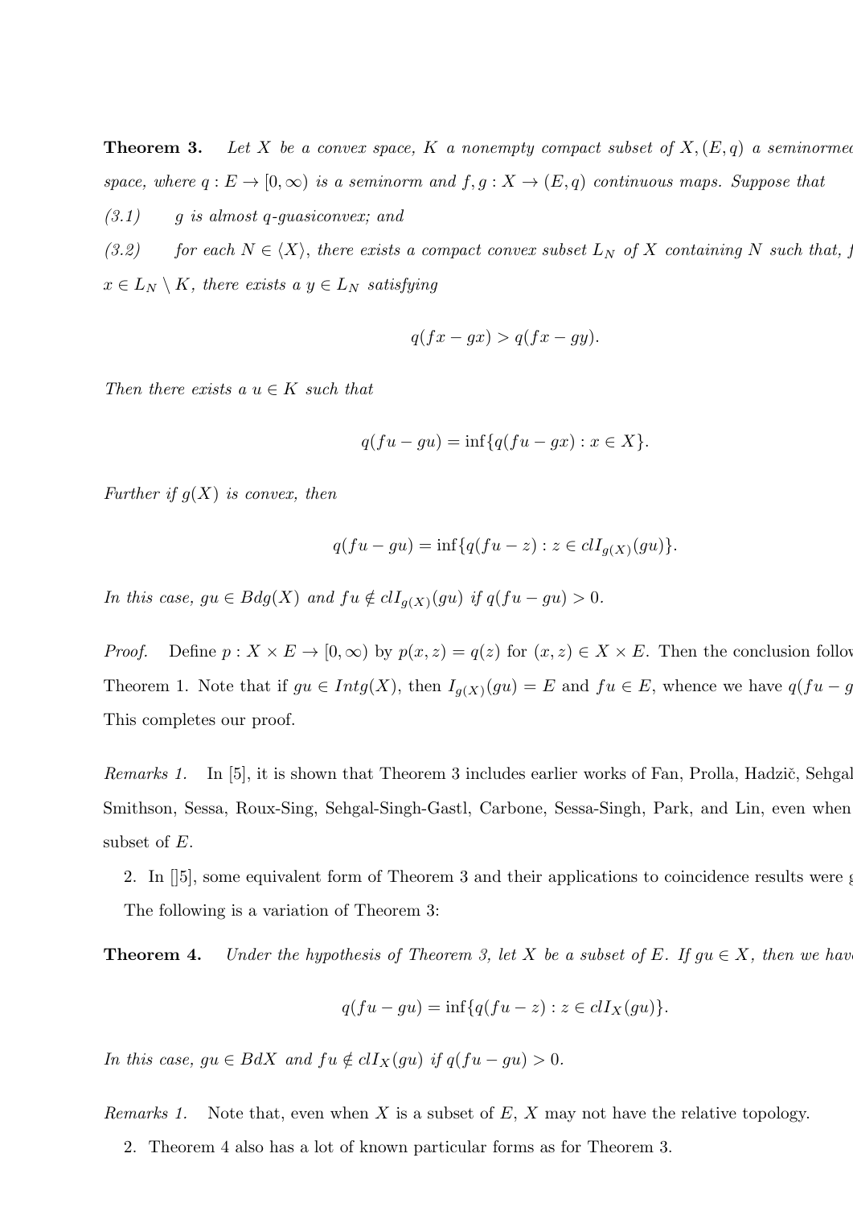**Theorem 3.** *Let $X$ be a convex space, $K$ a nonempty compact subset of $X, (E, q)$ a seminormed space, where $q : E \to [0, \infty)$ is a seminorm and $f, g : X \to (E, q)$ continuous maps. Suppose that*

*(3.1) $g$ is almost $q$-guasiconvex; and*

*(3.2) for each $N \in \langle X \rangle$, there exists a compact convex subset $L_N$ of $X$ containing $N$ such that, f $x \in L_N \setminus K$, there exists a $y \in L_N$ satisfying*

$$q(fx - gx) > q(fx - gy).$$

*Then there exists a $u \in K$ such that*

$$q(fu - gu) = \inf\{q(fu - gx) : x \in X\}.$$

*Further if $g(X)$ is convex, then*

$$q(fu - gu) = \inf\{q(fu - z) : z \in clI_{g(X)}(gu)\}.$$

*In this case, $gu \in Bdg(X)$ and $fu \notin clI_{g(X)}(gu)$ if $q(fu - gu) > 0$.*

*Proof.* Define $p : X \times E \to [0, \infty)$ by $p(x, z) = q(z)$ for $(x, z) \in X \times E$. Then the conclusion follov Theorem 1. Note that if $gu \in Intg(X)$, then $I_{g(X)}(gu) = E$ and $fu \in E$, whence we have $q(fu - g$ This completes our proof.

*Remarks 1.* In [5], it is shown that Theorem 3 includes earlier works of Fan, Prolla, Hadzič, Sehgal Smithson, Sessa, Roux-Sing, Sehgal-Singh-Gastl, Carbone, Sessa-Singh, Park, and Lin, even when subset of $E$.

2. In [][5], some equivalent form of Theorem 3 and their applications to coincidence results were

The following is a variation of Theorem 3:

**Theorem 4.** *Under the hypothesis of Theorem 3, let $X$ be a subset of $E$. If $gu \in X$, then we hav*

$$q(fu - gu) = \inf\{q(fu - z) : z \in clI_X(gu)\}.$$

*In this case, $gu \in BdX$ and $fu \notin clI_X(gu)$ if $q(fu - gu) > 0$.*

*Remarks 1.* Note that, even when $X$ is a subset of $E$, $X$ may not have the relative topology.

2. Theorem 4 also has a lot of known particular forms as for Theorem 3.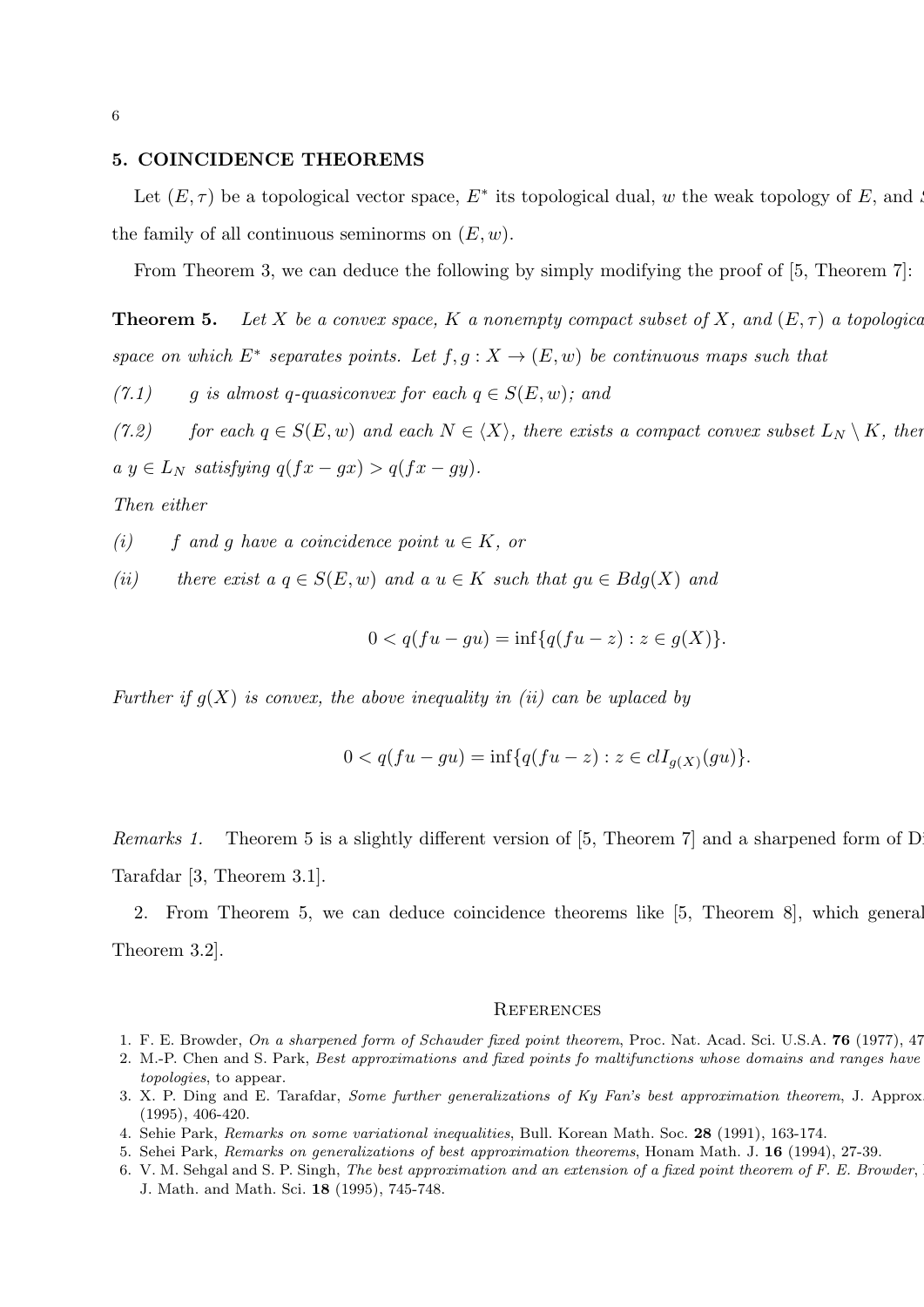## 5. COINCIDENCE THEOREMS

Let $(E, \tau)$ be a topological vector space, $E^*$ its topological dual, $w$ the weak topology of $E$, and $S$ the family of all continuous seminorms on $(E, w)$.

From Theorem 3, we can deduce the following by simply modifying the proof of [5, Theorem 7]:

**Theorem 5.** *Let $X$ be a convex space, $K$ a nonempty compact subset of $X$, and $(E, \tau)$ a topologica space on which $E^*$ separates points. Let $f, g : X \to (E, w)$ be continuous maps such that*

*(7.1) $g$ is almost $q$-quasiconvex for each $q \in S(E, w)$; and*

*(7.2) for each $q \in S(E, w)$ and each $N \in \langle X \rangle$, there exists a compact convex subset $L_N \setminus K$, ther a $y \in L_N$ satisfying $q(fx - gx) > q(fx - gy)$.*

*Then either*

*(i) $f$ and $g$ have a coincidence point $u \in K$, or*

*(ii) there exist a $q \in S(E, w)$ and a $u \in K$ such that $gu \in Bdg(X)$ and*

$$0 < q(fu - gu) = \inf\{q(fu - z) : z \in g(X)\}.$$

*Further if $g(X)$ is convex, the above inequality in (ii) can be uplaced by*

$$0 < q(fu - gu) = \inf\{q(fu - z) : z \in clI_{g(X)}(gu)\}.$$

*Remarks 1.* Theorem 5 is a slightly different version of [5, Theorem 7] and a sharpened form of Di Tarafdar [3, Theorem 3.1].

2. From Theorem 5, we can deduce coincidence theorems like [5, Theorem 8], which general Theorem 3.2].

## References

1. F. E. Browder, *On a sharpened form of Schauder fixed point theorem*, Proc. Nat. Acad. Sci. U.S.A. **76** (1977), 47
2. M.-P. Chen and S. Park, *Best approximations and fixed points fo maltifunctions whose domains and ranges have topologies*, to appear.
3. X. P. Ding and E. Tarafdar, *Some further generalizations of Ky Fan's best approximation theorem*, J. Approx. (1995), 406-420.
4. Sehie Park, *Remarks on some variational inequalities*, Bull. Korean Math. Soc. **28** (1991), 163-174.
5. Sehei Park, *Remarks on generalizations of best approximation theorems*, Honam Math. J. **16** (1994), 27-39.
6. V. M. Sehgal and S. P. Singh, *The best approximation and an extension of a fixed point theorem of F. E. Browder*, J. Math. and Math. Sci. **18** (1995), 745-748.